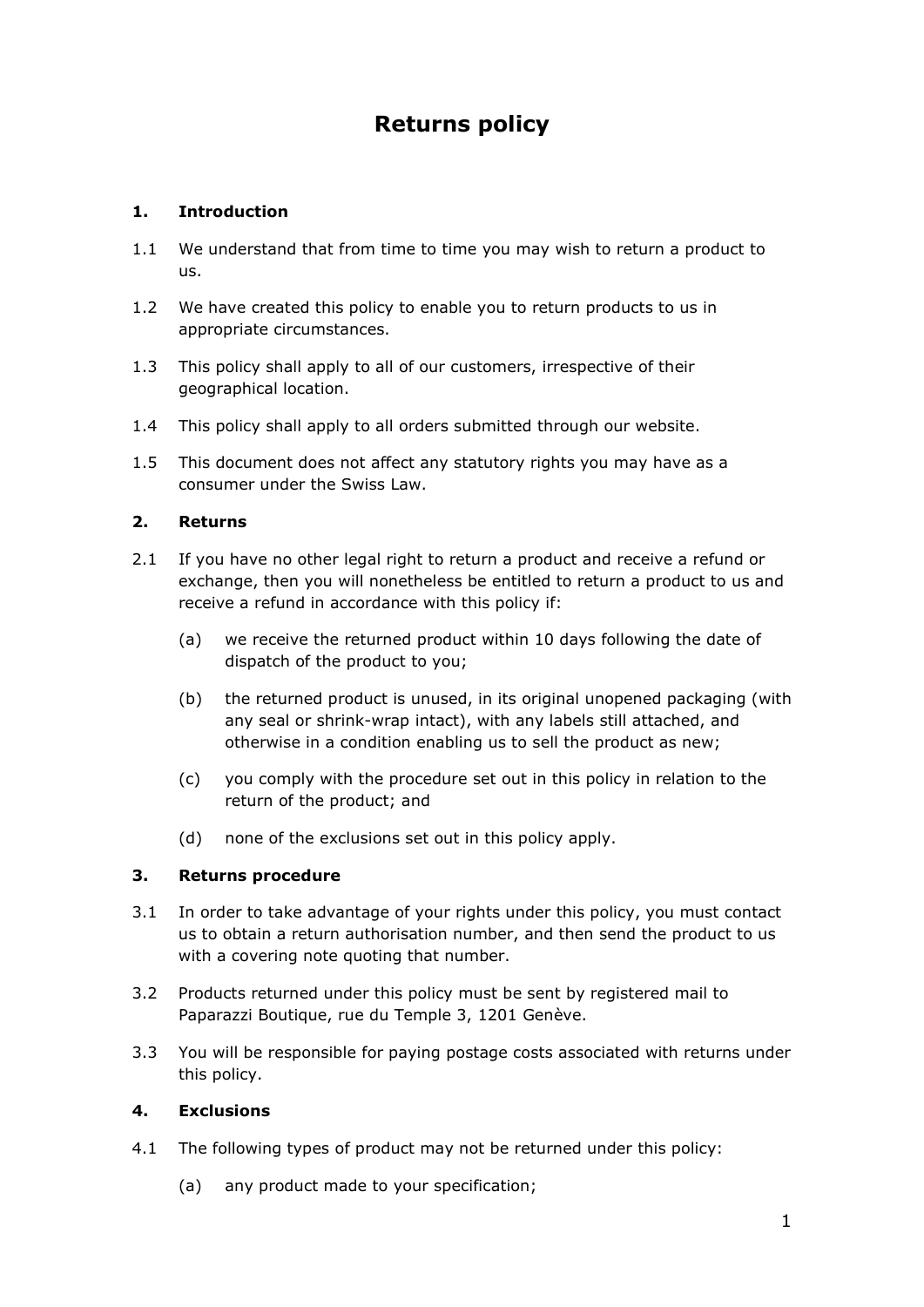# Returns policy

## 1. Introduction

1.1 We understand that from time to time you may wish to return a product to us.

1.2 We have created this policy to enable you to return products to us in appropriate circumstances.

1.3 This policy shall apply to all of our customers, irrespective of their geographical location.

1.4 This policy shall apply to all orders submitted through our website.

1.5 This document does not affect any statutory rights you may have as a consumer under the Swiss Law.

## 2. Returns

2.1 If you have no other legal right to return a product and receive a refund or exchange, then you will nonetheless be entitled to return a product to us and receive a refund in accordance with this policy if:

(a) we receive the returned product within 10 days following the date of dispatch of the product to you;

(b) the returned product is unused, in its original unopened packaging (with any seal or shrink-wrap intact), with any labels still attached, and otherwise in a condition enabling us to sell the product as new;

(c) you comply with the procedure set out in this policy in relation to the return of the product; and

(d) none of the exclusions set out in this policy apply.

## 3. Returns procedure

3.1 In order to take advantage of your rights under this policy, you must contact us to obtain a return authorisation number, and then send the product to us with a covering note quoting that number.

3.2 Products returned under this policy must be sent by registered mail to Paparazzi Boutique, rue du Temple 3, 1201 Genève.

3.3 You will be responsible for paying postage costs associated with returns under this policy.

## 4. Exclusions

4.1 The following types of product may not be returned under this policy:

(a) any product made to your specification;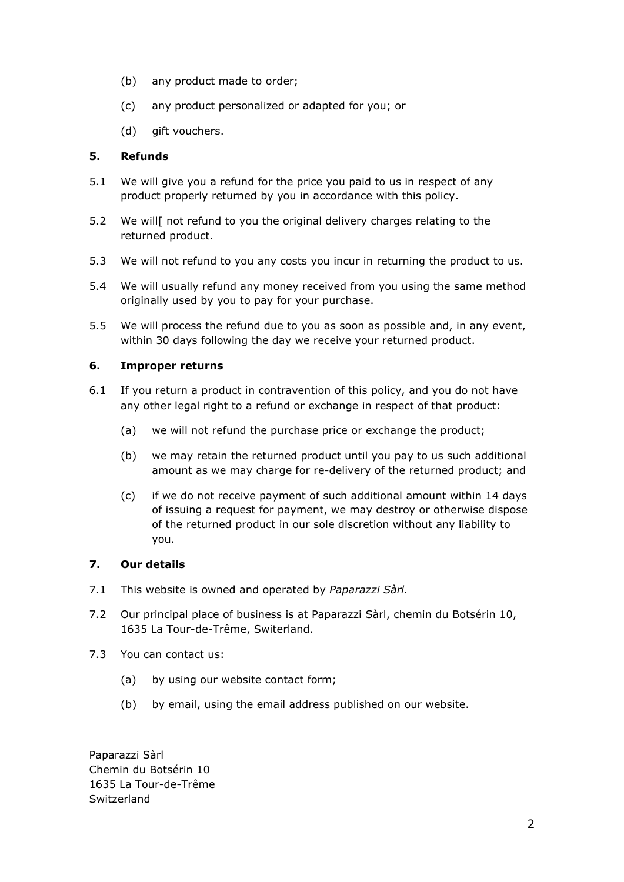(b) any product made to order;

(c) any product personalized or adapted for you; or

(d) gift vouchers.

## 5. Refunds

5.1 We will give you a refund for the price you paid to us in respect of any product properly returned by you in accordance with this policy.

5.2 We will[ not refund to you the original delivery charges relating to the returned product.

5.3 We will not refund to you any costs you incur in returning the product to us.

5.4 We will usually refund any money received from you using the same method originally used by you to pay for your purchase.

5.5 We will process the refund due to you as soon as possible and, in any event, within 30 days following the day we receive your returned product.

## 6. Improper returns

6.1 If you return a product in contravention of this policy, and you do not have any other legal right to a refund or exchange in respect of that product:

(a) we will not refund the purchase price or exchange the product;

(b) we may retain the returned product until you pay to us such additional amount as we may charge for re-delivery of the returned product; and

(c) if we do not receive payment of such additional amount within 14 days of issuing a request for payment, we may destroy or otherwise dispose of the returned product in our sole discretion without any liability to you.

## 7. Our details

7.1 This website is owned and operated by *Paparazzi Sàrl.*

7.2 Our principal place of business is at Paparazzi Sàrl, chemin du Botsérin 10, 1635 La Tour-de-Trême, Switerland.

7.3 You can contact us:

(a) by using our website contact form;

(b) by email, using the email address published on our website.

Paparazzi Sàrl
Chemin du Botsérin 10
1635 La Tour-de-Trême
Switzerland